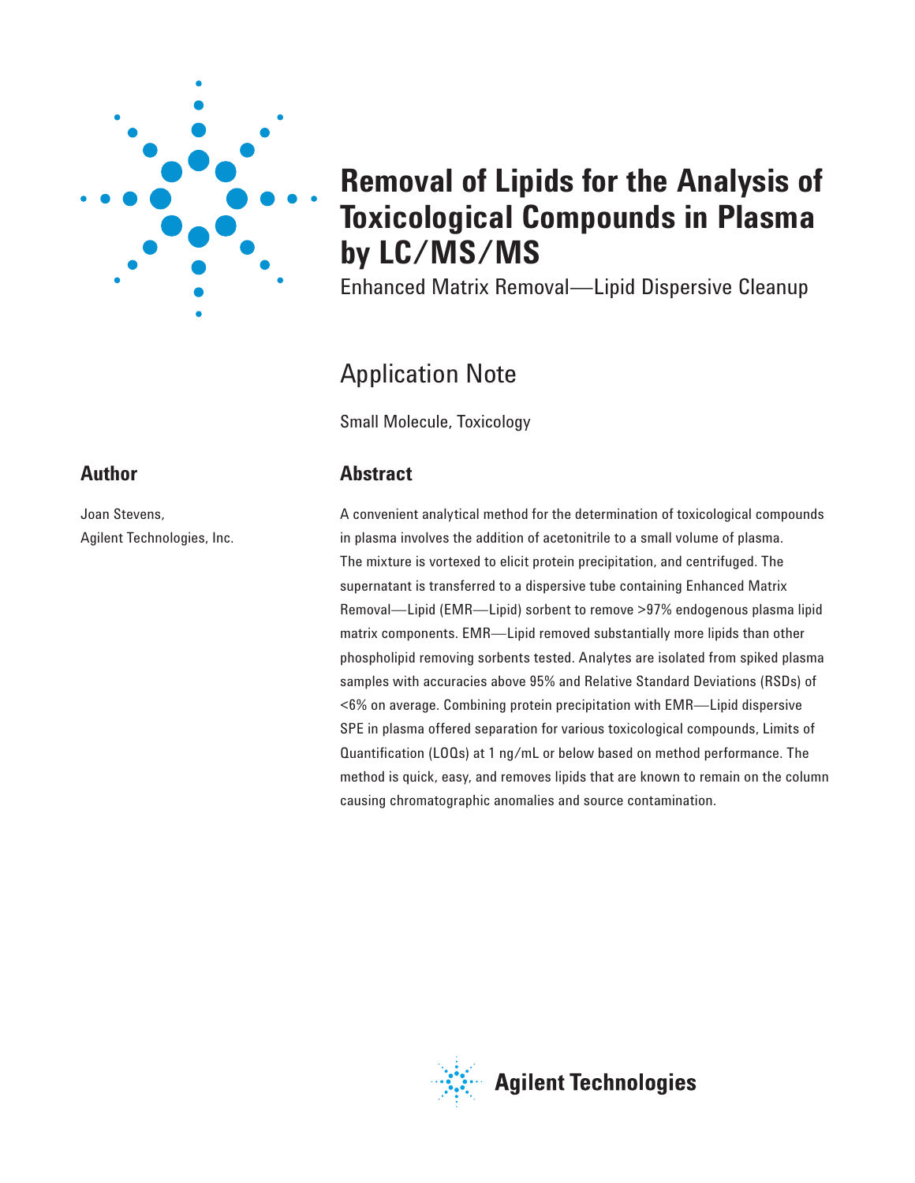# Removal of Lipids for the Analysis of Toxicological Compounds in Plasma by LC/MS/MS

Enhanced Matrix Removal—Lipid Dispersive Cleanup

## Application Note

Small Molecule, Toxicology

## Author

Joan Stevens,
Agilent Technologies, Inc.

## Abstract

A convenient analytical method for the determination of toxicological compounds in plasma involves the addition of acetonitrile to a small volume of plasma. The mixture is vortexed to elicit protein precipitation, and centrifuged. The supernatant is transferred to a dispersive tube containing Enhanced Matrix Removal—Lipid (EMR—Lipid) sorbent to remove >97% endogenous plasma lipid matrix components. EMR—Lipid removed substantially more lipids than other phospholipid removing sorbents tested. Analytes are isolated from spiked plasma samples with accuracies above 95% and Relative Standard Deviations (RSDs) of <6% on average. Combining protein precipitation with EMR—Lipid dispersive SPE in plasma offered separation for various toxicological compounds, Limits of Quantification (LOQs) at 1 ng/mL or below based on method performance. The method is quick, easy, and removes lipids that are known to remain on the column causing chromatographic anomalies and source contamination.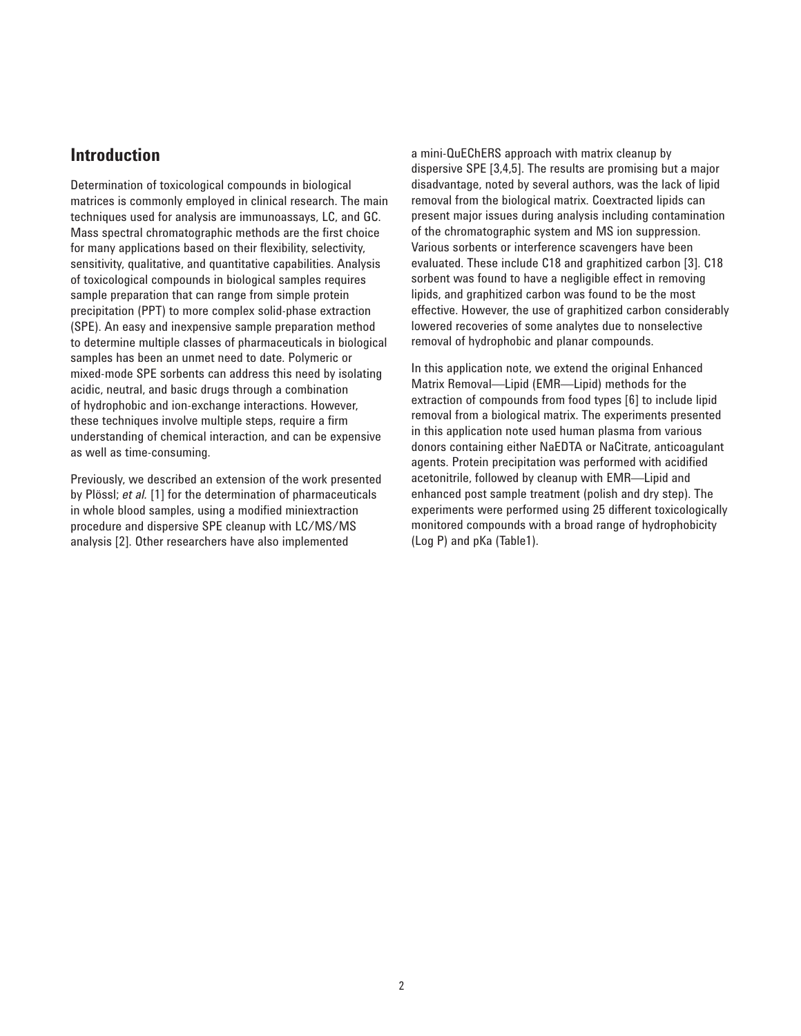## Introduction

Determination of toxicological compounds in biological matrices is commonly employed in clinical research. The main techniques used for analysis are immunoassays, LC, and GC. Mass spectral chromatographic methods are the first choice for many applications based on their flexibility, selectivity, sensitivity, qualitative, and quantitative capabilities. Analysis of toxicological compounds in biological samples requires sample preparation that can range from simple protein precipitation (PPT) to more complex solid-phase extraction (SPE). An easy and inexpensive sample preparation method to determine multiple classes of pharmaceuticals in biological samples has been an unmet need to date. Polymeric or mixed-mode SPE sorbents can address this need by isolating acidic, neutral, and basic drugs through a combination of hydrophobic and ion-exchange interactions. However, these techniques involve multiple steps, require a firm understanding of chemical interaction, and can be expensive as well as time-consuming.

Previously, we described an extension of the work presented by Plössl; *et al.* [1] for the determination of pharmaceuticals in whole blood samples, using a modified miniextraction procedure and dispersive SPE cleanup with LC/MS/MS analysis [2]. Other researchers have also implemented a mini-QuEChERS approach with matrix cleanup by dispersive SPE [3,4,5]. The results are promising but a major disadvantage, noted by several authors, was the lack of lipid removal from the biological matrix. Coextracted lipids can present major issues during analysis including contamination of the chromatographic system and MS ion suppression. Various sorbents or interference scavengers have been evaluated. These include C18 and graphitized carbon [3]. C18 sorbent was found to have a negligible effect in removing lipids, and graphitized carbon was found to be the most effective. However, the use of graphitized carbon considerably lowered recoveries of some analytes due to nonselective removal of hydrophobic and planar compounds.

In this application note, we extend the original Enhanced Matrix Removal—Lipid (EMR—Lipid) methods for the extraction of compounds from food types [6] to include lipid removal from a biological matrix. The experiments presented in this application note used human plasma from various donors containing either NaEDTA or NaCitrate, anticoagulant agents. Protein precipitation was performed with acidified acetonitrile, followed by cleanup with EMR—Lipid and enhanced post sample treatment (polish and dry step). The experiments were performed using 25 different toxicologically monitored compounds with a broad range of hydrophobicity (Log P) and pKa (Table1).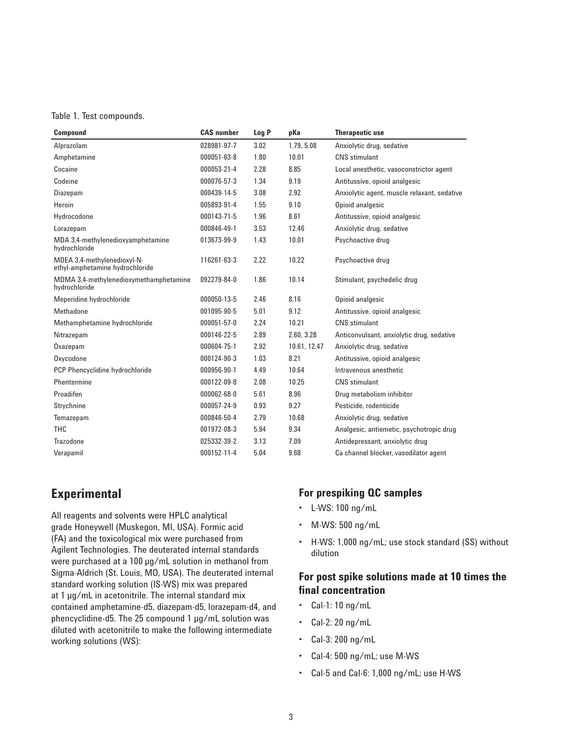Table 1. Test compounds.

| Compound | CAS number | Log P | pKa | Therapeutic use |
|---|---|---|---|---|
| Alprazolam | 028981-97-7 | 3.02 | 1.79, 5.08 | Anxiolytic drug, sedative |
| Amphetamine | 000051-63-8 | 1.80 | 10.01 | CNS stimulant |
| Cocaine | 000053-21-4 | 2.28 | 8.85 | Local anesthetic, vasoconstrictor agent |
| Codeine | 000076-57-3 | 1.34 | 9.19 | Antitussive, opioid analgesic |
| Diazepam | 000439-14-5 | 3.08 | 2.92 | Anxiolytic agent, muscle relaxant, sedative |
| Heroin | 005893-91-4 | 1.55 | 9.10 | Opioid analgesic |
| Hydrocodone | 000143-71-5 | 1.96 | 8.61 | Antitussive, opioid analgesic |
| Lorazepam | 000846-49-1 | 3.53 | 12.46 | Anxiolytic drug, sedative |
| MDA 3,4-methylenedioxyamphetamine hydrochloride | 013673-99-9 | 1.43 | 10.01 | Psychoactive drug |
| MDEA 3,4-methylenedioxyl-N-ethyl-amphetamine hydrochloride | 116261-63-3 | 2.22 | 10.22 | Psychoactive drug |
| MDMA 3,4-methylenedioxymethamphetamine hydrochloride | 092279-84-0 | 1.86 | 10.14 | Stimulant, psychedelic drug |
| Meperidine hydrochloride | 000050-13-5 | 2.46 | 8.16 | Opioid analgesic |
| Methadone | 001095-90-5 | 5.01 | 9.12 | Antitussive, opioid analgesic |
| Methamphetamine hydrochloride | 000051-57-0 | 2.24 | 10.21 | CNS stimulant |
| Nitrazepam | 000146-22-5 | 2.89 | 2.60, 3.28 | Anticonvulsant, anxiolytic drug, sedative |
| Oxazepam | 000604-75-1 | 2.92 | 10.61, 12.47 | Anxiolytic drug, sedative |
| Oxycodone | 000124-90-3 | 1.03 | 8.21 | Antitussive, opioid analgesic |
| PCP Phencyclidine hydrochloride | 000956-90-1 | 4.49 | 10.64 | Intravenous anesthetic |
| Phentermine | 000122-09-8 | 2.08 | 10.25 | CNS stimulant |
| Proadifen | 000062-68-0 | 5.61 | 8.96 | Drug metabolism inhibitor |
| Strychnine | 000057-24-9 | 0.93 | 9.27 | Pesticide, rodenticide |
| Temazepam | 000846-50-4 | 2.79 | 10.68 | Anxiolytic drug, sedative |
| THC | 001972-08-3 | 5.94 | 9.34 | Analgesic, antiemetic, psychotropic drug |
| Trazodone | 025332-39-2 | 3.13 | 7.09 | Antidepressant, anxiolytic drug |
| Verapamil | 000152-11-4 | 5.04 | 9.68 | Ca channel blocker, vasodilator agent |

## Experimental

All reagents and solvents were HPLC analytical grade Honeywell (Muskegon, MI, USA). Formic acid (FA) and the toxicological mix were purchased from Agilent Technologies. The deuterated internal standards were purchased at a 100 µg/mL solution in methanol from Sigma-Aldrich (St. Louis, MO, USA). The deuterated internal standard working solution (IS-WS) mix was prepared at 1 µg/mL in acetonitrile. The internal standard mix contained amphetamine-d5, diazepam-d5, lorazepam-d4, and phencyclidine-d5. The 25 compound 1 µg/mL solution was diluted with acetonitrile to make the following intermediate working solutions (WS):

### For prespiking QC samples

- L-WS: 100 ng/mL
- M-WS: 500 ng/mL
- H-WS: 1,000 ng/mL; use stock standard (SS) without dilution

### For post spike solutions made at 10 times the final concentration

- Cal-1: 10 ng/mL
- Cal-2: 20 ng/mL
- Cal-3: 200 ng/mL
- Cal-4: 500 ng/mL; use M-WS
- Cal-5 and Cal-6: 1,000 ng/mL; use H-WS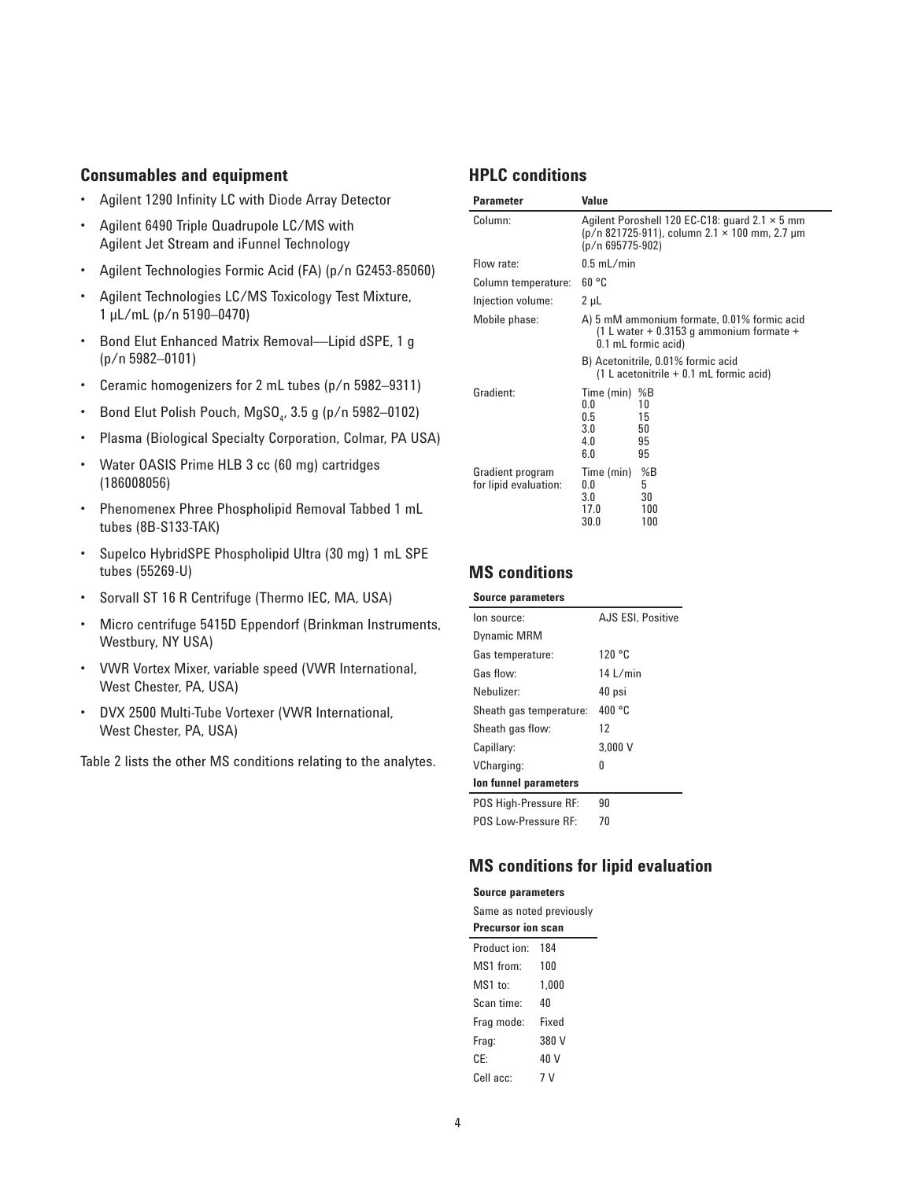## Consumables and equipment

- Agilent 1290 Infinity LC with Diode Array Detector
- Agilent 6490 Triple Quadrupole LC/MS with Agilent Jet Stream and iFunnel Technology
- Agilent Technologies Formic Acid (FA) (p/n G2453-85060)
- Agilent Technologies LC/MS Toxicology Test Mixture, 1 µL/mL (p/n 5190–0470)
- Bond Elut Enhanced Matrix Removal—Lipid dSPE, 1 g (p/n 5982–0101)
- Ceramic homogenizers for 2 mL tubes (p/n 5982–9311)
- Bond Elut Polish Pouch, $MgSO_4$, 3.5 g (p/n 5982–0102)
- Plasma (Biological Specialty Corporation, Colmar, PA USA)
- Water OASIS Prime HLB 3 cc (60 mg) cartridges (186008056)
- Phenomenex Phree Phospholipid Removal Tabbed 1 mL tubes (8B-S133-TAK)
- Supelco HybridSPE Phospholipid Ultra (30 mg) 1 mL SPE tubes (55269-U)
- Sorvall ST 16 R Centrifuge (Thermo IEC, MA, USA)
- Micro centrifuge 5415D Eppendorf (Brinkman Instruments, Westbury, NY USA)
- VWR Vortex Mixer, variable speed (VWR International, West Chester, PA, USA)
- DVX 2500 Multi-Tube Vortexer (VWR International, West Chester, PA, USA)

Table 2 lists the other MS conditions relating to the analytes.

## HPLC conditions

| Parameter | Value |
|---|---|
| Column: | Agilent Poroshell 120 EC-C18: guard 2.1 × 5 mm (p/n 821725-911), column 2.1 × 100 mm, 2.7 µm (p/n 695775-902) |
| Flow rate: | 0.5 mL/min |
| Column temperature: | 60 °C |
| Injection volume: | 2 µL |
| Mobile phase: | A) 5 mM ammonium formate, 0.01% formic acid (1 L water + 0.3153 g ammonium formate + 0.1 mL formic acid) |
| | B) Acetonitrile, 0.01% formic acid (1 L acetonitrile + 0.1 mL formic acid) |
| Gradient: | Time (min) %B<br>0.0 10<br>0.5 15<br>3.0 50<br>4.0 95<br>6.0 95 |
| Gradient program for lipid evaluation: | Time (min) %B<br>0.0 5<br>3.0 30<br>17.0 100<br>30.0 100 |

## MS conditions

| Source parameters | |
|---|---|
| Ion source: | AJS ESI, Positive |
| Dynamic MRM | |
| Gas temperature: | 120 °C |
| Gas flow: | 14 L/min |
| Nebulizer: | 40 psi |
| Sheath gas temperature: | 400 °C |
| Sheath gas flow: | 12 |
| Capillary: | 3,000 V |
| VCharging: | 0 |
| **Ion funnel parameters** | |
| POS High-Pressure RF: | 90 |
| POS Low-Pressure RF: | 70 |

## MS conditions for lipid evaluation

**Source parameters**

Same as noted previously

| Precursor ion scan | |
|---|---|
| Product ion: | 184 |
| MS1 from: | 100 |
| MS1 to: | 1,000 |
| Scan time: | 40 |
| Frag mode: | Fixed |
| Frag: | 380 V |
| CE: | 40 V |
| Cell acc: | 7 V |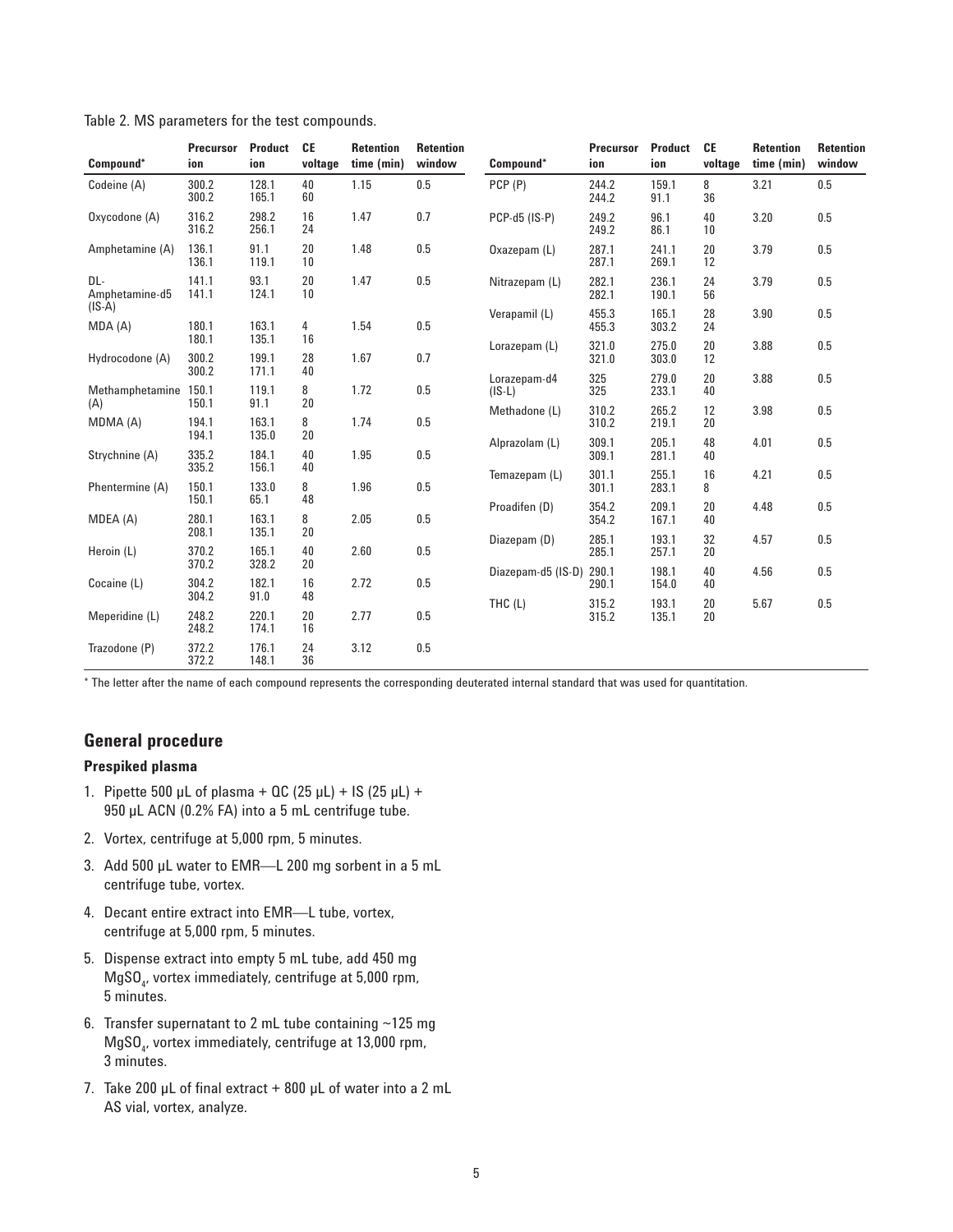Table 2. MS parameters for the test compounds.

| Compound* | Precursor ion | Product ion | CE voltage | Retention time (min) | Retention window |
|---|---|---|---|---|---|
| Codeine (A) | 300.2<br>300.2 | 128.1<br>165.1 | 40<br>60 | 1.15 | 0.5 |
| Oxycodone (A) | 316.2<br>316.2 | 298.2<br>256.1 | 16<br>24 | 1.47 | 0.7 |
| Amphetamine (A) | 136.1<br>136.1 | 91.1<br>119.1 | 20<br>10 | 1.48 | 0.5 |
| DL-Amphetamine-d5 (IS-A) | 141.1<br>141.1 | 93.1<br>124.1 | 20<br>10 | 1.47 | 0.5 |
| MDA (A) | 180.1<br>180.1 | 163.1<br>135.1 | 4<br>16 | 1.54 | 0.5 |
| Hydrocodone (A) | 300.2<br>300.2 | 199.1<br>171.1 | 28<br>40 | 1.67 | 0.7 |
| Methamphetamine (A) | 150.1<br>150.1 | 119.1<br>91.1 | 8<br>20 | 1.72 | 0.5 |
| MDMA (A) | 194.1<br>194.1 | 163.1<br>135.0 | 8<br>20 | 1.74 | 0.5 |
| Strychnine (A) | 335.2<br>335.2 | 184.1<br>156.1 | 40<br>40 | 1.95 | 0.5 |
| Phentermine (A) | 150.1<br>150.1 | 133.0<br>65.1 | 8<br>48 | 1.96 | 0.5 |
| MDEA (A) | 280.1<br>208.1 | 163.1<br>135.1 | 8<br>20 | 2.05 | 0.5 |
| Heroin (L) | 370.2<br>370.2 | 165.1<br>328.2 | 40<br>20 | 2.60 | 0.5 |
| Cocaine (L) | 304.2<br>304.2 | 182.1<br>91.0 | 16<br>48 | 2.72 | 0.5 |
| Meperidine (L) | 248.2<br>248.2 | 220.1<br>174.1 | 20<br>16 | 2.77 | 0.5 |
| Trazodone (P) | 372.2<br>372.2 | 176.1<br>148.1 | 24<br>36 | 3.12 | 0.5 |
| PCP (P) | 244.2<br>244.2 | 159.1<br>91.1 | 8<br>36 | 3.21 | 0.5 |
| PCP-d5 (IS-P) | 249.2<br>249.2 | 96.1<br>86.1 | 40<br>10 | 3.20 | 0.5 |
| Oxazepam (L) | 287.1<br>287.1 | 241.1<br>269.1 | 20<br>12 | 3.79 | 0.5 |
| Nitrazepam (L) | 282.1<br>282.1 | 236.1<br>190.1 | 24<br>56 | 3.79 | 0.5 |
| Verapamil (L) | 455.3<br>455.3 | 165.1<br>303.2 | 28<br>24 | 3.90 | 0.5 |
| Lorazepam (L) | 321.0<br>321.0 | 275.0<br>303.0 | 20<br>12 | 3.88 | 0.5 |
| Lorazepam-d4 (IS-L) | 325<br>325 | 279.0<br>233.1 | 20<br>40 | 3.88 | 0.5 |
| Methadone (L) | 310.2<br>310.2 | 265.2<br>219.1 | 12<br>20 | 3.98 | 0.5 |
| Alprazolam (L) | 309.1<br>309.1 | 205.1<br>281.1 | 48<br>40 | 4.01 | 0.5 |
| Temazepam (L) | 301.1<br>301.1 | 255.1<br>283.1 | 16<br>8 | 4.21 | 0.5 |
| Proadifen (D) | 354.2<br>354.2 | 209.1<br>167.1 | 20<br>40 | 4.48 | 0.5 |
| Diazepam (D) | 285.1<br>285.1 | 193.1<br>257.1 | 32<br>20 | 4.57 | 0.5 |
| Diazepam-d5 (IS-D) | 290.1<br>290.1 | 198.1<br>154.0 | 40<br>40 | 4.56 | 0.5 |
| THC (L) | 315.2<br>315.2 | 193.1<br>135.1 | 20<br>20 | 5.67 | 0.5 |

* The letter after the name of each compound represents the corresponding deuterated internal standard that was used for quantitation.

## General procedure

### Prespiked plasma

1. Pipette 500 µL of plasma + QC (25 µL) + IS (25 µL) + 950 µL ACN (0.2% FA) into a 5 mL centrifuge tube.
2. Vortex, centrifuge at 5,000 rpm, 5 minutes.
3. Add 500 µL water to EMR—L 200 mg sorbent in a 5 mL centrifuge tube, vortex.
4. Decant entire extract into EMR—L tube, vortex, centrifuge at 5,000 rpm, 5 minutes.
5. Dispense extract into empty 5 mL tube, add 450 mg $MgSO_4$, vortex immediately, centrifuge at 5,000 rpm, 5 minutes.
6. Transfer supernatant to 2 mL tube containing ~125 mg $MgSO_4$, vortex immediately, centrifuge at 13,000 rpm, 3 minutes.
7. Take 200 µL of final extract + 800 µL of water into a 2 mL AS vial, vortex, analyze.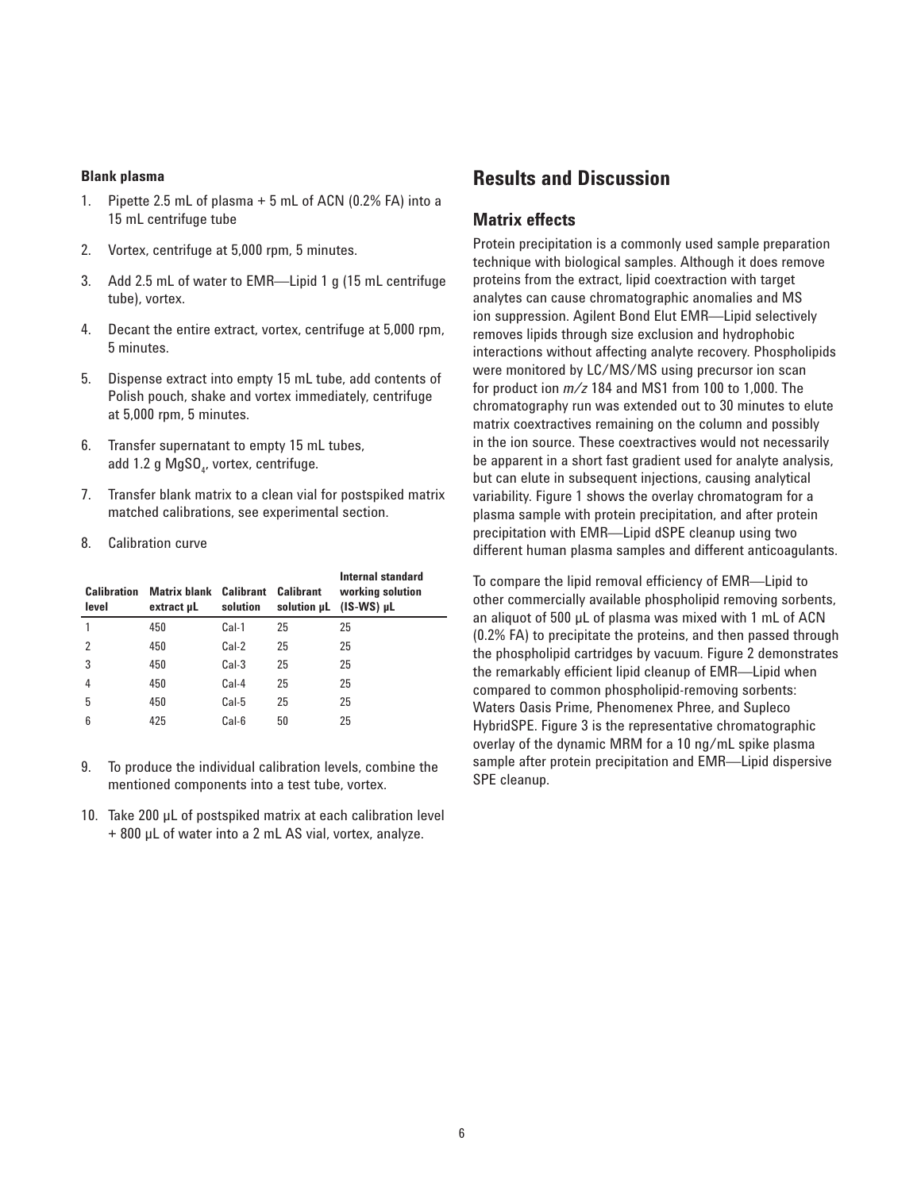**Blank plasma**

1. Pipette 2.5 mL of plasma + 5 mL of ACN (0.2% FA) into a 15 mL centrifuge tube
2. Vortex, centrifuge at 5,000 rpm, 5 minutes.
3. Add 2.5 mL of water to EMR—Lipid 1 g (15 mL centrifuge tube), vortex.
4. Decant the entire extract, vortex, centrifuge at 5,000 rpm, 5 minutes.
5. Dispense extract into empty 15 mL tube, add contents of Polish pouch, shake and vortex immediately, centrifuge at 5,000 rpm, 5 minutes.
6. Transfer supernatant to empty 15 mL tubes, add 1.2 g $MgSO_4$, vortex, centrifuge.
7. Transfer blank matrix to a clean vial for postspiked matrix matched calibrations, see experimental section.
8. Calibration curve

| Calibration level | Matrix blank extract µL | Calibrant solution | Calibrant solution µL | Internal standard working solution (IS-WS) µL |
|---|---|---|---|---|
| 1 | 450 | Cal-1 | 25 | 25 |
| 2 | 450 | Cal-2 | 25 | 25 |
| 3 | 450 | Cal-3 | 25 | 25 |
| 4 | 450 | Cal-4 | 25 | 25 |
| 5 | 450 | Cal-5 | 25 | 25 |
| 6 | 425 | Cal-6 | 50 | 25 |

9. To produce the individual calibration levels, combine the mentioned components into a test tube, vortex.
10. Take 200 µL of postspiked matrix at each calibration level + 800 µL of water into a 2 mL AS vial, vortex, analyze.

## Results and Discussion

### Matrix effects

Protein precipitation is a commonly used sample preparation technique with biological samples. Although it does remove proteins from the extract, lipid coextraction with target analytes can cause chromatographic anomalies and MS ion suppression. Agilent Bond Elut EMR—Lipid selectively removes lipids through size exclusion and hydrophobic interactions without affecting analyte recovery. Phospholipids were monitored by LC/MS/MS using precursor ion scan for product ion *m/z* 184 and MS1 from 100 to 1,000. The chromatography run was extended out to 30 minutes to elute matrix coextractives remaining on the column and possibly in the ion source. These coextractives would not necessarily be apparent in a short fast gradient used for analyte analysis, but can elute in subsequent injections, causing analytical variability. Figure 1 shows the overlay chromatogram for a plasma sample with protein precipitation, and after protein precipitation with EMR—Lipid dSPE cleanup using two different human plasma samples and different anticoagulants.

To compare the lipid removal efficiency of EMR—Lipid to other commercially available phospholipid removing sorbents, an aliquot of 500 µL of plasma was mixed with 1 mL of ACN (0.2% FA) to precipitate the proteins, and then passed through the phospholipid cartridges by vacuum. Figure 2 demonstrates the remarkably efficient lipid cleanup of EMR—Lipid when compared to common phospholipid-removing sorbents: Waters Oasis Prime, Phenomenex Phree, and Supleco HybridSPE. Figure 3 is the representative chromatographic overlay of the dynamic MRM for a 10 ng/mL spike plasma sample after protein precipitation and EMR—Lipid dispersive SPE cleanup.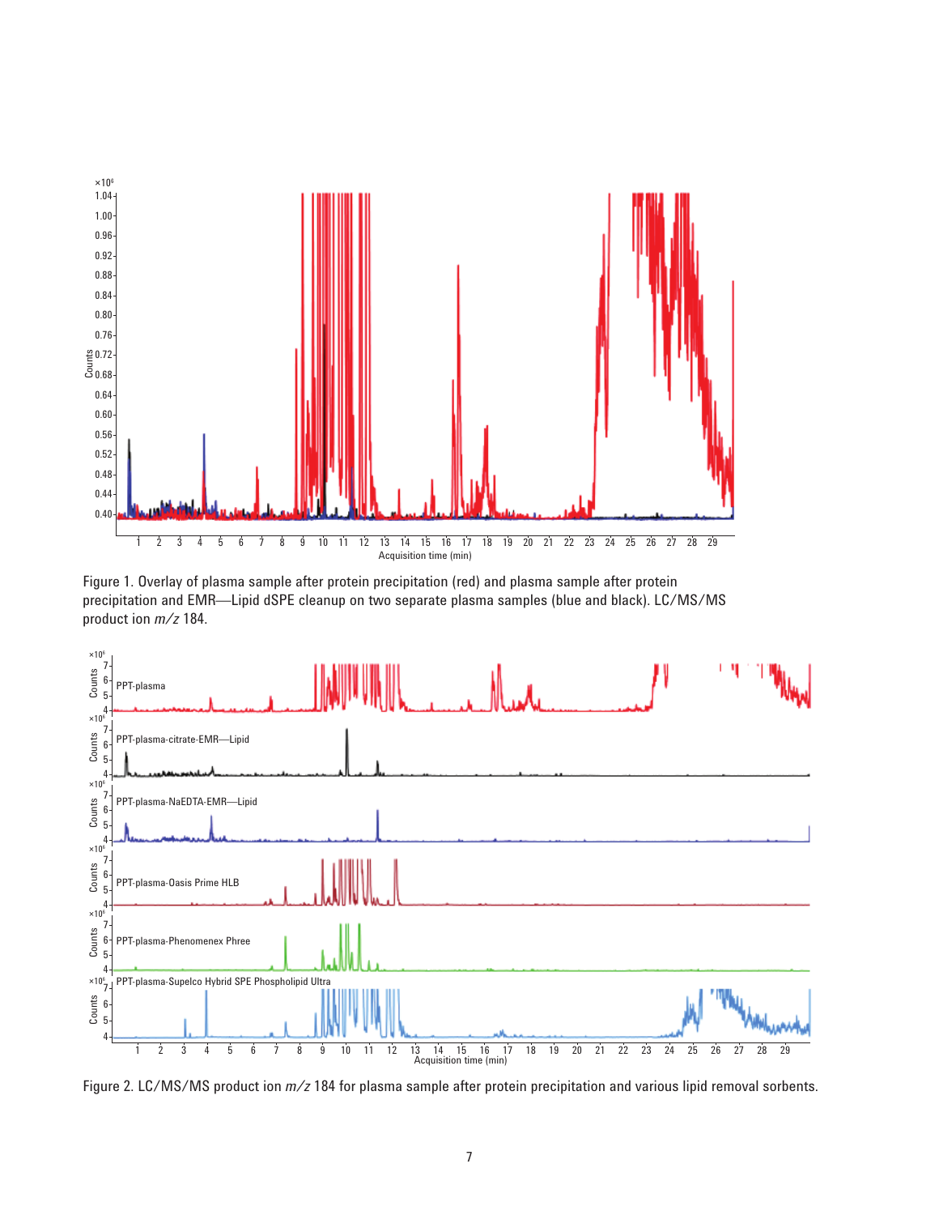Figure 1. Overlay of plasma sample after protein precipitation (red) and plasma sample after protein precipitation and EMR—Lipid dSPE cleanup on two separate plasma samples (blue and black). LC/MS/MS product ion *m/z* 184.

Figure 2. LC/MS/MS product ion *m/z* 184 for plasma sample after protein precipitation and various lipid removal sorbents.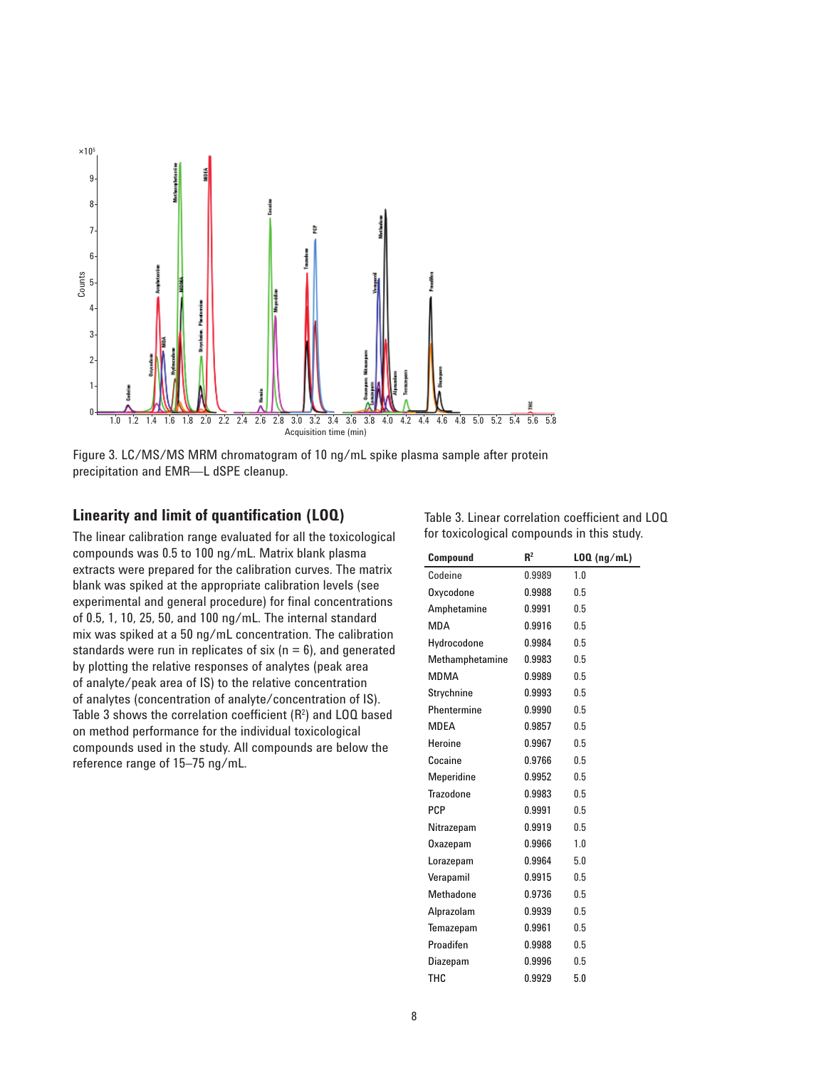Figure 3. LC/MS/MS MRM chromatogram of 10 ng/mL spike plasma sample after protein precipitation and EMR—L dSPE cleanup.

## Linearity and limit of quantification (LOQ)

The linear calibration range evaluated for all the toxicological compounds was 0.5 to 100 ng/mL. Matrix blank plasma extracts were prepared for the calibration curves. The matrix blank was spiked at the appropriate calibration levels (see experimental and general procedure) for final concentrations of 0.5, 1, 10, 25, 50, and 100 ng/mL. The internal standard mix was spiked at a 50 ng/mL concentration. The calibration standards were run in replicates of six (n = 6), and generated by plotting the relative responses of analytes (peak area of analyte/peak area of IS) to the relative concentration of analytes (concentration of analyte/concentration of IS). Table 3 shows the correlation coefficient ($R^2$) and LOQ based on method performance for the individual toxicological compounds used in the study. All compounds are below the reference range of 15–75 ng/mL.

Table 3. Linear correlation coefficient and LOQ for toxicological compounds in this study.

| Compound | $R^2$ | LOQ (ng/mL) |
|---|---|---|
| Codeine | 0.9989 | 1.0 |
| Oxycodone | 0.9988 | 0.5 |
| Amphetamine | 0.9991 | 0.5 |
| MDA | 0.9916 | 0.5 |
| Hydrocodone | 0.9984 | 0.5 |
| Methamphetamine | 0.9983 | 0.5 |
| MDMA | 0.9989 | 0.5 |
| Strychnine | 0.9993 | 0.5 |
| Phentermine | 0.9990 | 0.5 |
| MDEA | 0.9857 | 0.5 |
| Heroine | 0.9967 | 0.5 |
| Cocaine | 0.9766 | 0.5 |
| Meperidine | 0.9952 | 0.5 |
| Trazodone | 0.9983 | 0.5 |
| PCP | 0.9991 | 0.5 |
| Nitrazepam | 0.9919 | 0.5 |
| Oxazepam | 0.9966 | 1.0 |
| Lorazepam | 0.9964 | 5.0 |
| Verapamil | 0.9915 | 0.5 |
| Methadone | 0.9736 | 0.5 |
| Alprazolam | 0.9939 | 0.5 |
| Temazepam | 0.9961 | 0.5 |
| Proadifen | 0.9988 | 0.5 |
| Diazepam | 0.9996 | 0.5 |
| THC | 0.9929 | 5.0 |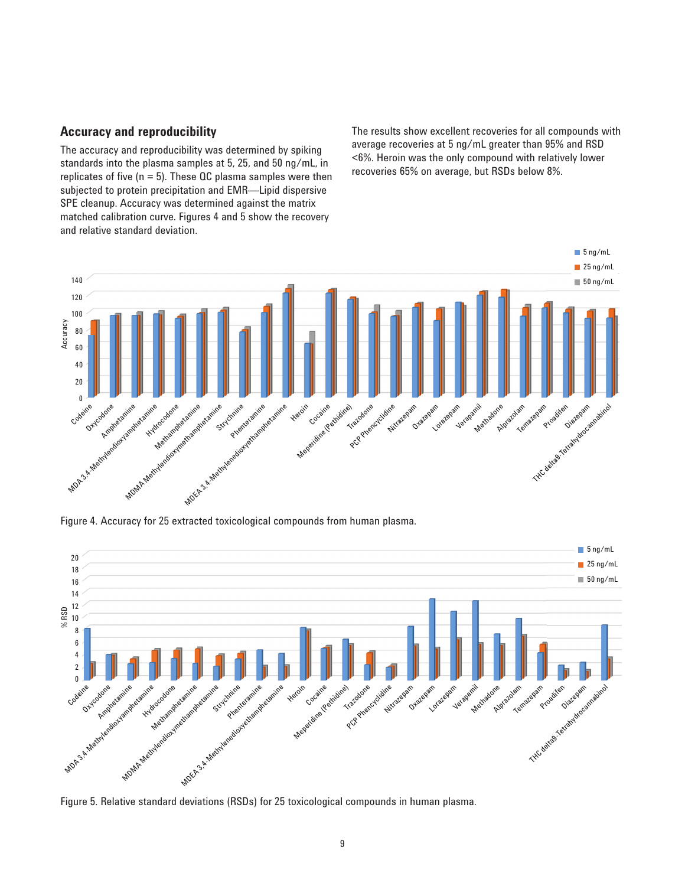## Accuracy and reproducibility

The accuracy and reproducibility was determined by spiking standards into the plasma samples at 5, 25, and 50 ng/mL, in replicates of five (n = 5). These QC plasma samples were then subjected to protein precipitation and EMR—Lipid dispersive SPE cleanup. Accuracy was determined against the matrix matched calibration curve. Figures 4 and 5 show the recovery and relative standard deviation.

The results show excellent recoveries for all compounds with average recoveries at 5 ng/mL greater than 95% and RSD <6%. Heroin was the only compound with relatively lower recoveries 65% on average, but RSDs below 8%.

Figure 4. Accuracy for 25 extracted toxicological compounds from human plasma.

Figure 5. Relative standard deviations (RSDs) for 25 toxicological compounds in human plasma.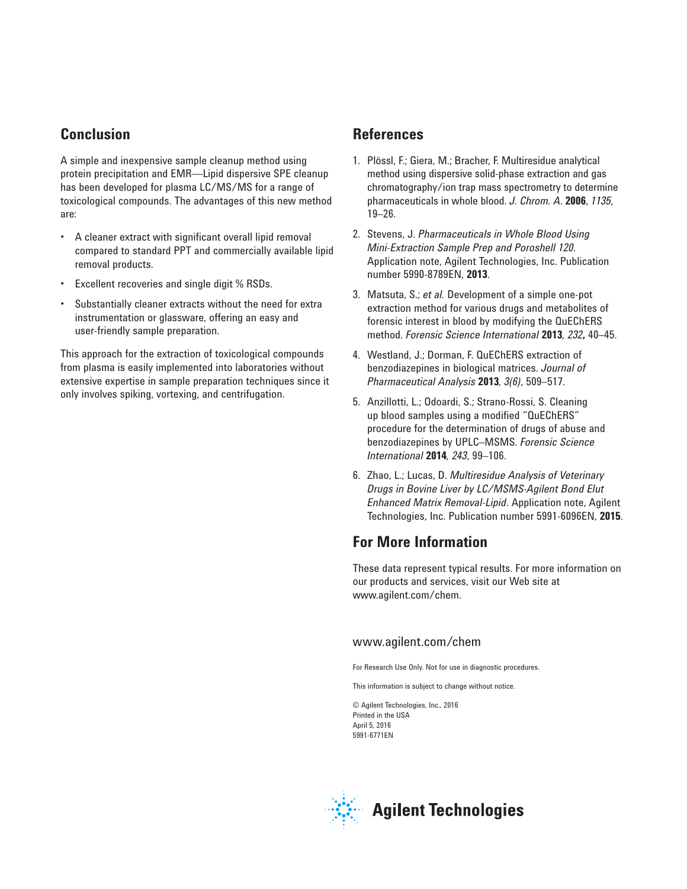## Conclusion

A simple and inexpensive sample cleanup method using protein precipitation and EMR—Lipid dispersive SPE cleanup has been developed for plasma LC/MS/MS for a range of toxicological compounds. The advantages of this new method are:

- A cleaner extract with significant overall lipid removal compared to standard PPT and commercially available lipid removal products.
- Excellent recoveries and single digit % RSDs.
- Substantially cleaner extracts without the need for extra instrumentation or glassware, offering an easy and user-friendly sample preparation.

This approach for the extraction of toxicological compounds from plasma is easily implemented into laboratories without extensive expertise in sample preparation techniques since it only involves spiking, vortexing, and centrifugation.

## References

1. Plössl, F.; Giera, M.; Bracher, F. Multiresidue analytical method using dispersive solid-phase extraction and gas chromatography/ion trap mass spectrometry to determine pharmaceuticals in whole blood. *J. Chrom. A.* **2006**, *1135*, 19–26.
2. Stevens, J. *Pharmaceuticals in Whole Blood Using Mini-Extraction Sample Prep and Poroshell 120*. Application note, Agilent Technologies, Inc. Publication number 5990-8789EN, **2013**.
3. Matsuta, S.; *et al*. Development of a simple one-pot extraction method for various drugs and metabolites of forensic interest in blood by modifying the QuEChERS method. *Forensic Science International* **2013**, *232*, 40–45.
4. Westland, J.; Dorman, F. QuEChERS extraction of benzodiazepines in biological matrices. *Journal of Pharmaceutical Analysis* **2013**, *3(6)*, 509–517.
5. Anzillotti, L.; Odoardi, S.; Strano-Rossi, S. Cleaning up blood samples using a modified "QuEChERS" procedure for the determination of drugs of abuse and benzodiazepines by UPLC–MSMS. *Forensic Science International* **2014**, *243*, 99–106.
6. Zhao, L.; Lucas, D. *Multiresidue Analysis of Veterinary Drugs in Bovine Liver by LC/MSMS-Agilent Bond Elut Enhanced Matrix Removal-Lipid*. Application note, Agilent Technologies, Inc. Publication number 5991-6096EN, **2015**.

## For More Information

These data represent typical results. For more information on our products and services, visit our Web site at www.agilent.com/chem.

www.agilent.com/chem

For Research Use Only. Not for use in diagnostic procedures.

This information is subject to change without notice.

© Agilent Technologies, Inc., 2016
Printed in the USA
April 5, 2016
5991-6771EN

Agilent Technologies